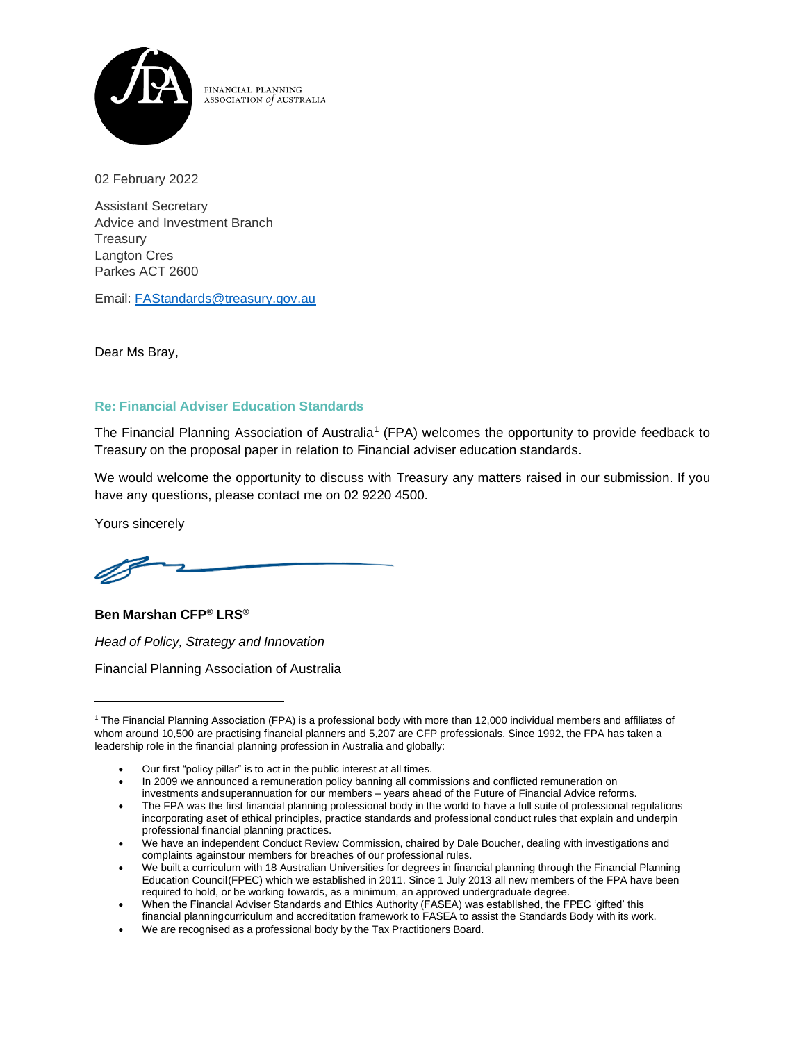FINANCIAL PLANNING ASSOCIATION *of* AUSTRALIA

02 February 2022

Assistant Secretary
Advice and Investment Branch
Treasury
Langton Cres
Parkes ACT 2600

Email: FAStandards@treasury.gov.au

Dear Ms Bray,

**Re: Financial Adviser Education Standards**

The Financial Planning Association of Australia[1] (FPA) welcomes the opportunity to provide feedback to Treasury on the proposal paper in relation to Financial adviser education standards.

We would welcome the opportunity to discuss with Treasury any matters raised in our submission. If you have any questions, please contact me on 02 9220 4500.

Yours sincerely

**Ben Marshan CFP® LRS®**

*Head of Policy, Strategy and Innovation*

Financial Planning Association of Australia

---

[1] The Financial Planning Association (FPA) is a professional body with more than 12,000 individual members and affiliates of whom around 10,500 are practising financial planners and 5,207 are CFP professionals. Since 1992, the FPA has taken a leadership role in the financial planning profession in Australia and globally:

- Our first "policy pillar" is to act in the public interest at all times.
- In 2009 we announced a remuneration policy banning all commissions and conflicted remuneration on investments andsuperannuation for our members – years ahead of the Future of Financial Advice reforms.
- The FPA was the first financial planning professional body in the world to have a full suite of professional regulations incorporating aset of ethical principles, practice standards and professional conduct rules that explain and underpin professional financial planning practices.
- We have an independent Conduct Review Commission, chaired by Dale Boucher, dealing with investigations and complaints againstour members for breaches of our professional rules.
- We built a curriculum with 18 Australian Universities for degrees in financial planning through the Financial Planning Education Council(FPEC) which we established in 2011. Since 1 July 2013 all new members of the FPA have been required to hold, or be working towards, as a minimum, an approved undergraduate degree.
- When the Financial Adviser Standards and Ethics Authority (FASEA) was established, the FPEC 'gifted' this financial planningcurriculum and accreditation framework to FASEA to assist the Standards Body with its work.
- We are recognised as a professional body by the Tax Practitioners Board.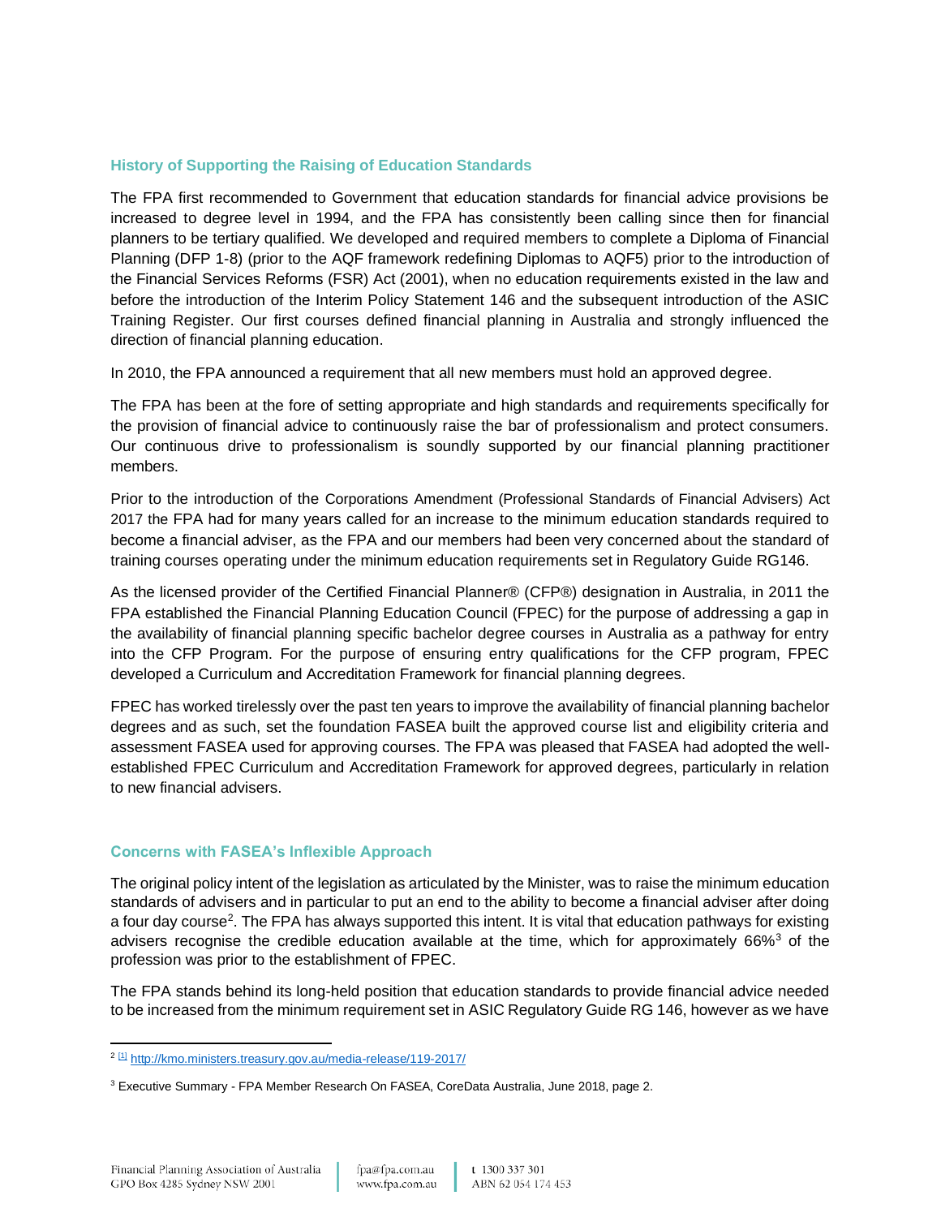## History of Supporting the Raising of Education Standards

The FPA first recommended to Government that education standards for financial advice provisions be increased to degree level in 1994, and the FPA has consistently been calling since then for financial planners to be tertiary qualified. We developed and required members to complete a Diploma of Financial Planning (DFP 1-8) (prior to the AQF framework redefining Diplomas to AQF5) prior to the introduction of the Financial Services Reforms (FSR) Act (2001), when no education requirements existed in the law and before the introduction of the Interim Policy Statement 146 and the subsequent introduction of the ASIC Training Register. Our first courses defined financial planning in Australia and strongly influenced the direction of financial planning education.

In 2010, the FPA announced a requirement that all new members must hold an approved degree.

The FPA has been at the fore of setting appropriate and high standards and requirements specifically for the provision of financial advice to continuously raise the bar of professionalism and protect consumers. Our continuous drive to professionalism is soundly supported by our financial planning practitioner members.

Prior to the introduction of the Corporations Amendment (Professional Standards of Financial Advisers) Act 2017 the FPA had for many years called for an increase to the minimum education standards required to become a financial adviser, as the FPA and our members had been very concerned about the standard of training courses operating under the minimum education requirements set in Regulatory Guide RG146.

As the licensed provider of the Certified Financial Planner® (CFP®) designation in Australia, in 2011 the FPA established the Financial Planning Education Council (FPEC) for the purpose of addressing a gap in the availability of financial planning specific bachelor degree courses in Australia as a pathway for entry into the CFP Program. For the purpose of ensuring entry qualifications for the CFP program, FPEC developed a Curriculum and Accreditation Framework for financial planning degrees.

FPEC has worked tirelessly over the past ten years to improve the availability of financial planning bachelor degrees and as such, set the foundation FASEA built the approved course list and eligibility criteria and assessment FASEA used for approving courses. The FPA was pleased that FASEA had adopted the well-established FPEC Curriculum and Accreditation Framework for approved degrees, particularly in relation to new financial advisers.

## Concerns with FASEA's Inflexible Approach

The original policy intent of the legislation as articulated by the Minister, was to raise the minimum education standards of advisers and in particular to put an end to the ability to become a financial adviser after doing a four day course[2]. The FPA has always supported this intent. It is vital that education pathways for existing advisers recognise the credible education available at the time, which for approximately 66%[3] of the profession was prior to the establishment of FPEC.

The FPA stands behind its long-held position that education standards to provide financial advice needed to be increased from the minimum requirement set in ASIC Regulatory Guide RG 146, however as we have

---

[2] [1] http://kmo.ministers.treasury.gov.au/media-release/119-2017/

[3] Executive Summary - FPA Member Research On FASEA, CoreData Australia, June 2018, page 2.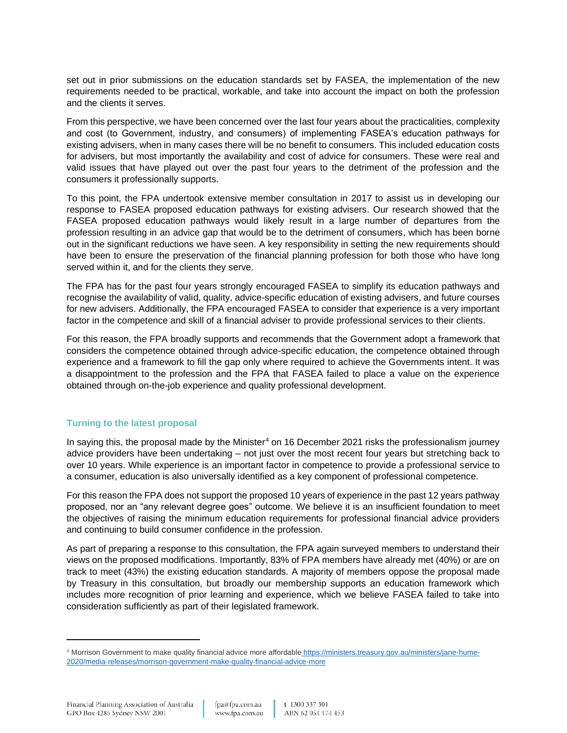set out in prior submissions on the education standards set by FASEA, the implementation of the new requirements needed to be practical, workable, and take into account the impact on both the profession and the clients it serves.

From this perspective, we have been concerned over the last four years about the practicalities, complexity and cost (to Government, industry, and consumers) of implementing FASEA's education pathways for existing advisers, when in many cases there will be no benefit to consumers. This included education costs for advisers, but most importantly the availability and cost of advice for consumers. These were real and valid issues that have played out over the past four years to the detriment of the profession and the consumers it professionally supports.

To this point, the FPA undertook extensive member consultation in 2017 to assist us in developing our response to FASEA proposed education pathways for existing advisers. Our research showed that the FASEA proposed education pathways would likely result in a large number of departures from the profession resulting in an advice gap that would be to the detriment of consumers, which has been borne out in the significant reductions we have seen. A key responsibility in setting the new requirements should have been to ensure the preservation of the financial planning profession for both those who have long served within it, and for the clients they serve.

The FPA has for the past four years strongly encouraged FASEA to simplify its education pathways and recognise the availability of valid, quality, advice-specific education of existing advisers, and future courses for new advisers. Additionally, the FPA encouraged FASEA to consider that experience is a very important factor in the competence and skill of a financial adviser to provide professional services to their clients.

For this reason, the FPA broadly supports and recommends that the Government adopt a framework that considers the competence obtained through advice-specific education, the competence obtained through experience and a framework to fill the gap only where required to achieve the Governments intent. It was a disappointment to the profession and the FPA that FASEA failed to place a value on the experience obtained through on-the-job experience and quality professional development.

### Turning to the latest proposal

In saying this, the proposal made by the Minister[4] on 16 December 2021 risks the professionalism journey advice providers have been undertaking – not just over the most recent four years but stretching back to over 10 years. While experience is an important factor in competence to provide a professional service to a consumer, education is also universally identified as a key component of professional competence.

For this reason the FPA does not support the proposed 10 years of experience in the past 12 years pathway proposed, nor an "any relevant degree goes" outcome. We believe it is an insufficient foundation to meet the objectives of raising the minimum education requirements for professional financial advice providers and continuing to build consumer confidence in the profession.

As part of preparing a response to this consultation, the FPA again surveyed members to understand their views on the proposed modifications. Importantly, 83% of FPA members have already met (40%) or are on track to meet (43%) the existing education standards. A majority of members oppose the proposal made by Treasury in this consultation, but broadly our membership supports an education framework which includes more recognition of prior learning and experience, which we believe FASEA failed to take into consideration sufficiently as part of their legislated framework.

---

[4] Morrison Government to make quality financial advice more affordable https://ministers.treasury.gov.au/ministers/jane-hume-2020/media-releases/morrison-government-make-quality-financial-advice-more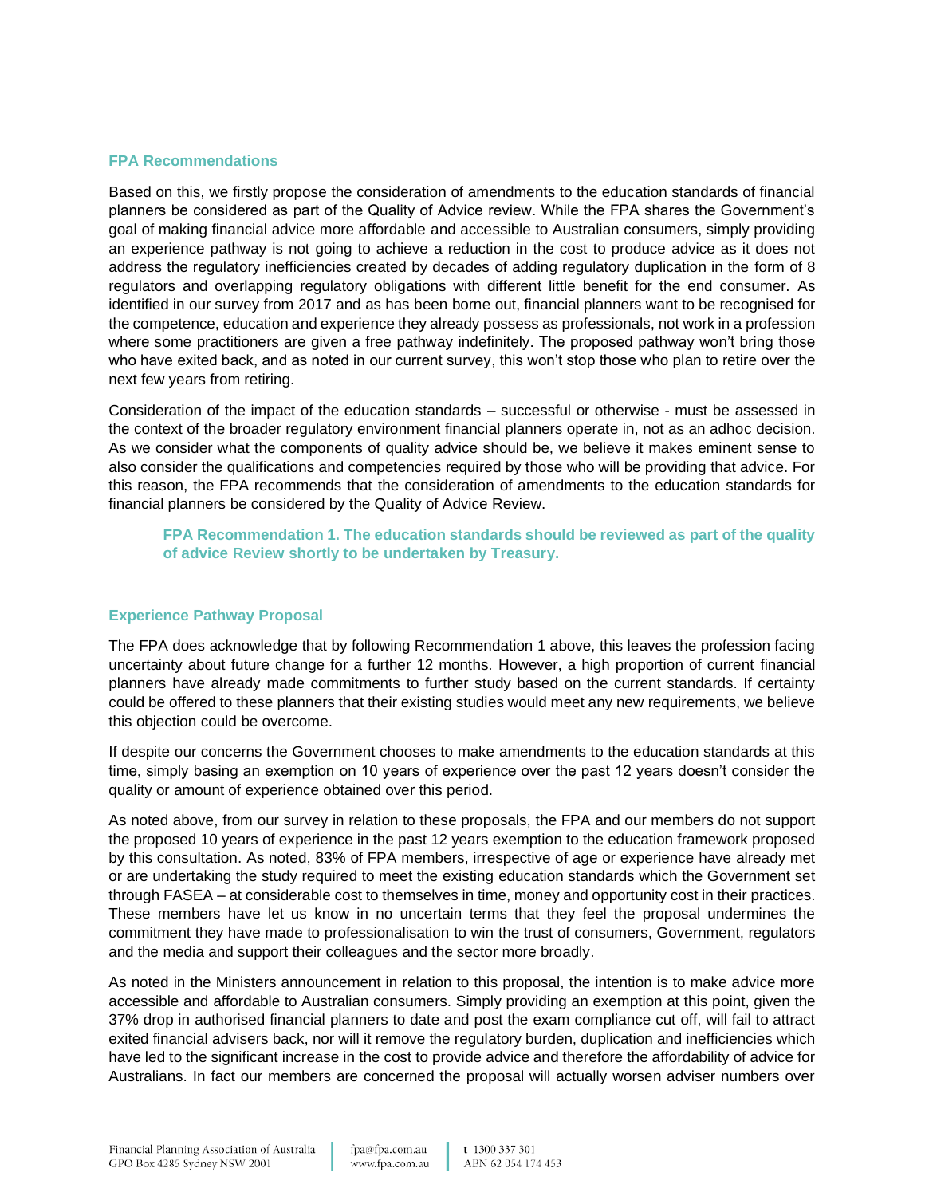### FPA Recommendations

Based on this, we firstly propose the consideration of amendments to the education standards of financial planners be considered as part of the Quality of Advice review. While the FPA shares the Government's goal of making financial advice more affordable and accessible to Australian consumers, simply providing an experience pathway is not going to achieve a reduction in the cost to produce advice as it does not address the regulatory inefficiencies created by decades of adding regulatory duplication in the form of 8 regulators and overlapping regulatory obligations with different little benefit for the end consumer. As identified in our survey from 2017 and as has been borne out, financial planners want to be recognised for the competence, education and experience they already possess as professionals, not work in a profession where some practitioners are given a free pathway indefinitely. The proposed pathway won't bring those who have exited back, and as noted in our current survey, this won't stop those who plan to retire over the next few years from retiring.

Consideration of the impact of the education standards – successful or otherwise - must be assessed in the context of the broader regulatory environment financial planners operate in, not as an adhoc decision. As we consider what the components of quality advice should be, we believe it makes eminent sense to also consider the qualifications and competencies required by those who will be providing that advice. For this reason, the FPA recommends that the consideration of amendments to the education standards for financial planners be considered by the Quality of Advice Review.

> **FPA Recommendation 1. The education standards should be reviewed as part of the quality of advice Review shortly to be undertaken by Treasury.**

### Experience Pathway Proposal

The FPA does acknowledge that by following Recommendation 1 above, this leaves the profession facing uncertainty about future change for a further 12 months. However, a high proportion of current financial planners have already made commitments to further study based on the current standards. If certainty could be offered to these planners that their existing studies would meet any new requirements, we believe this objection could be overcome.

If despite our concerns the Government chooses to make amendments to the education standards at this time, simply basing an exemption on 10 years of experience over the past 12 years doesn't consider the quality or amount of experience obtained over this period.

As noted above, from our survey in relation to these proposals, the FPA and our members do not support the proposed 10 years of experience in the past 12 years exemption to the education framework proposed by this consultation. As noted, 83% of FPA members, irrespective of age or experience have already met or are undertaking the study required to meet the existing education standards which the Government set through FASEA – at considerable cost to themselves in time, money and opportunity cost in their practices. These members have let us know in no uncertain terms that they feel the proposal undermines the commitment they have made to professionalisation to win the trust of consumers, Government, regulators and the media and support their colleagues and the sector more broadly.

As noted in the Ministers announcement in relation to this proposal, the intention is to make advice more accessible and affordable to Australian consumers. Simply providing an exemption at this point, given the 37% drop in authorised financial planners to date and post the exam compliance cut off, will fail to attract exited financial advisers back, nor will it remove the regulatory burden, duplication and inefficiencies which have led to the significant increase in the cost to provide advice and therefore the affordability of advice for Australians. In fact our members are concerned the proposal will actually worsen adviser numbers over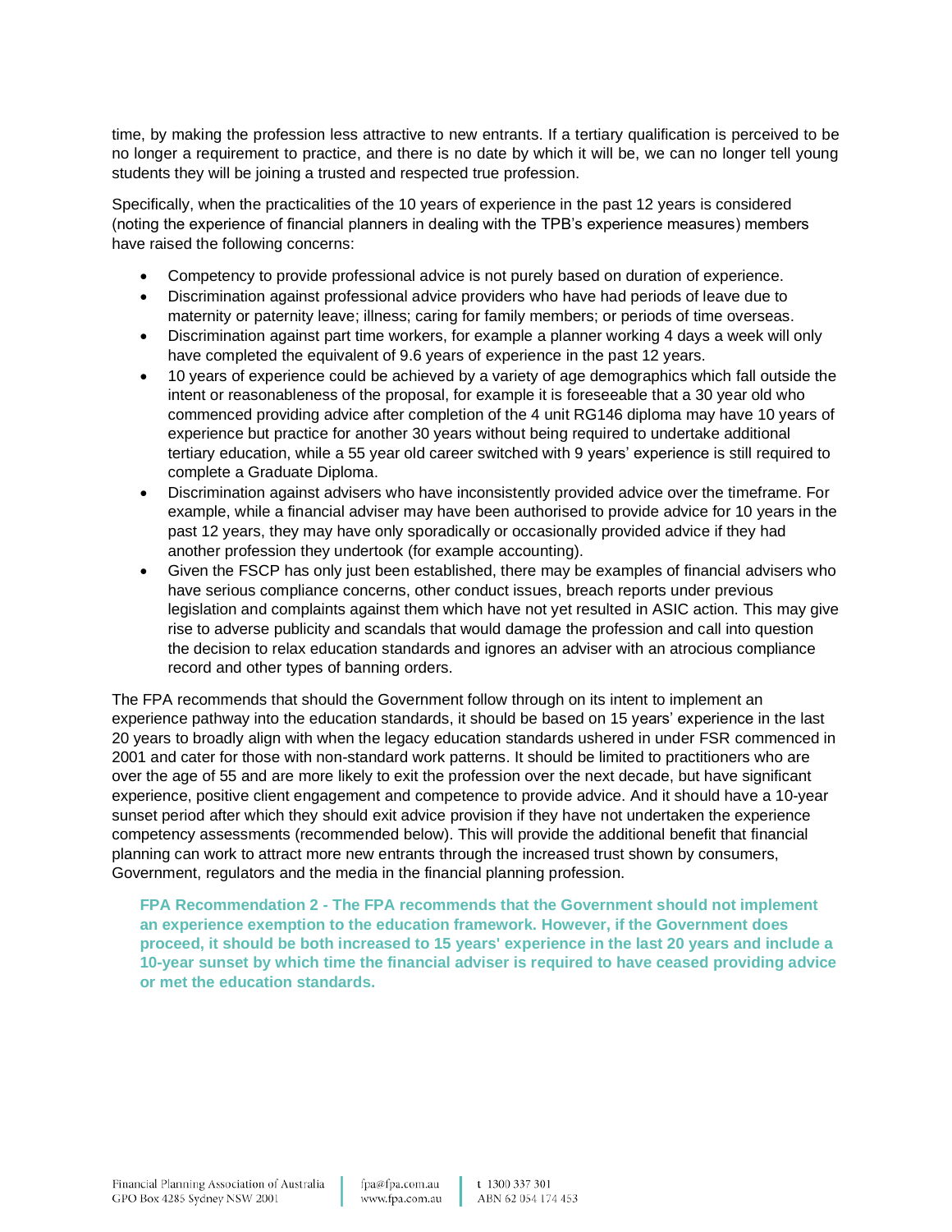time, by making the profession less attractive to new entrants. If a tertiary qualification is perceived to be no longer a requirement to practice, and there is no date by which it will be, we can no longer tell young students they will be joining a trusted and respected true profession.

Specifically, when the practicalities of the 10 years of experience in the past 12 years is considered (noting the experience of financial planners in dealing with the TPB's experience measures) members have raised the following concerns:

- Competency to provide professional advice is not purely based on duration of experience.
- Discrimination against professional advice providers who have had periods of leave due to maternity or paternity leave; illness; caring for family members; or periods of time overseas.
- Discrimination against part time workers, for example a planner working 4 days a week will only have completed the equivalent of 9.6 years of experience in the past 12 years.
- 10 years of experience could be achieved by a variety of age demographics which fall outside the intent or reasonableness of the proposal, for example it is foreseeable that a 30 year old who commenced providing advice after completion of the 4 unit RG146 diploma may have 10 years of experience but practice for another 30 years without being required to undertake additional tertiary education, while a 55 year old career switched with 9 years' experience is still required to complete a Graduate Diploma.
- Discrimination against advisers who have inconsistently provided advice over the timeframe. For example, while a financial adviser may have been authorised to provide advice for 10 years in the past 12 years, they may have only sporadically or occasionally provided advice if they had another profession they undertook (for example accounting).
- Given the FSCP has only just been established, there may be examples of financial advisers who have serious compliance concerns, other conduct issues, breach reports under previous legislation and complaints against them which have not yet resulted in ASIC action. This may give rise to adverse publicity and scandals that would damage the profession and call into question the decision to relax education standards and ignores an adviser with an atrocious compliance record and other types of banning orders.

The FPA recommends that should the Government follow through on its intent to implement an experience pathway into the education standards, it should be based on 15 years' experience in the last 20 years to broadly align with when the legacy education standards ushered in under FSR commenced in 2001 and cater for those with non-standard work patterns. It should be limited to practitioners who are over the age of 55 and are more likely to exit the profession over the next decade, but have significant experience, positive client engagement and competence to provide advice. And it should have a 10-year sunset period after which they should exit advice provision if they have not undertaken the experience competency assessments (recommended below). This will provide the additional benefit that financial planning can work to attract more new entrants through the increased trust shown by consumers, Government, regulators and the media in the financial planning profession.

**FPA Recommendation 2 - The FPA recommends that the Government should not implement an experience exemption to the education framework. However, if the Government does proceed, it should be both increased to 15 years' experience in the last 20 years and include a 10-year sunset by which time the financial adviser is required to have ceased providing advice or met the education standards.**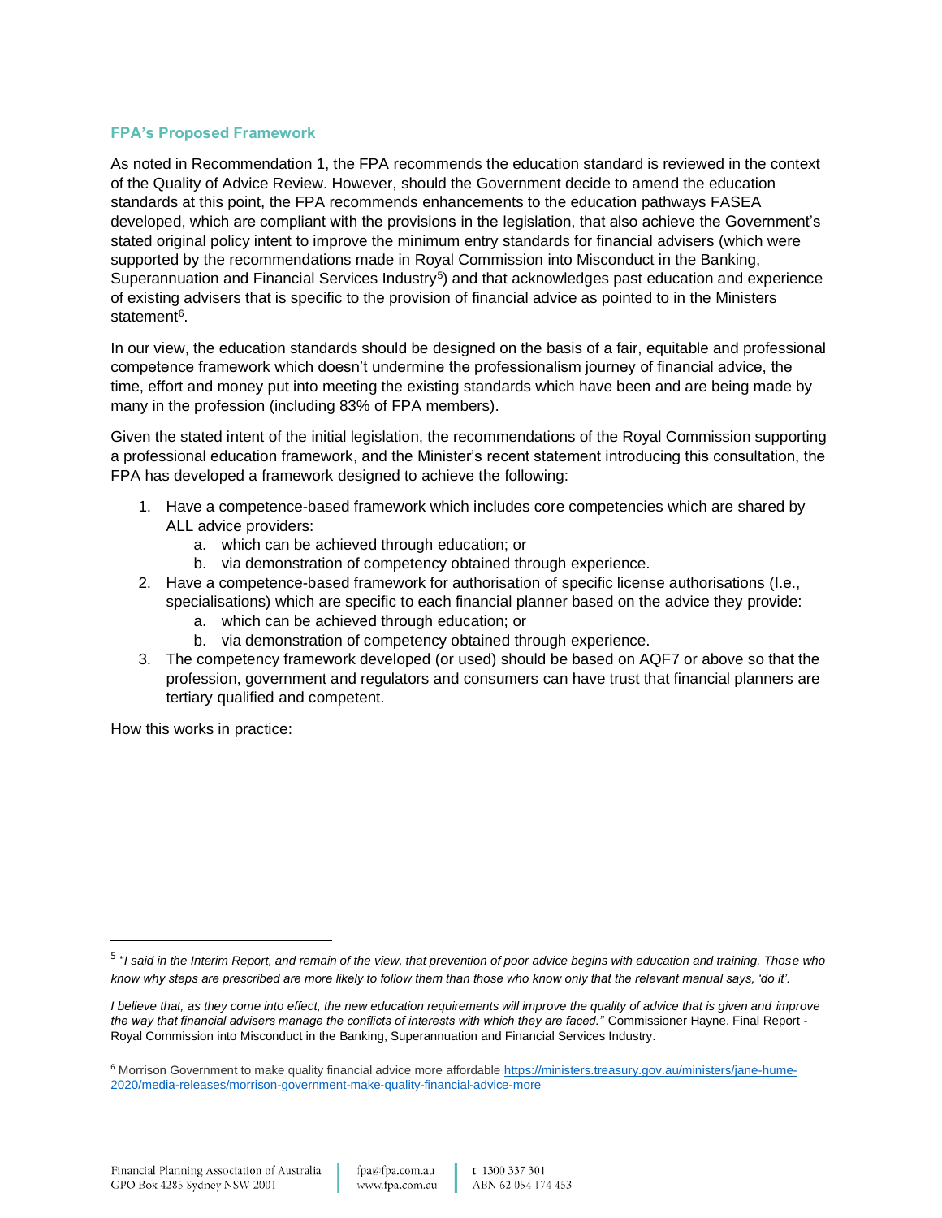### FPA's Proposed Framework

As noted in Recommendation 1, the FPA recommends the education standard is reviewed in the context of the Quality of Advice Review. However, should the Government decide to amend the education standards at this point, the FPA recommends enhancements to the education pathways FASEA developed, which are compliant with the provisions in the legislation, that also achieve the Government's stated original policy intent to improve the minimum entry standards for financial advisers (which were supported by the recommendations made in Royal Commission into Misconduct in the Banking, Superannuation and Financial Services Industry[5]) and that acknowledges past education and experience of existing advisers that is specific to the provision of financial advice as pointed to in the Ministers statement[6].

In our view, the education standards should be designed on the basis of a fair, equitable and professional competence framework which doesn't undermine the professionalism journey of financial advice, the time, effort and money put into meeting the existing standards which have been and are being made by many in the profession (including 83% of FPA members).

Given the stated intent of the initial legislation, the recommendations of the Royal Commission supporting a professional education framework, and the Minister's recent statement introducing this consultation, the FPA has developed a framework designed to achieve the following:

1. Have a competence-based framework which includes core competencies which are shared by ALL advice providers:
   a. which can be achieved through education; or
   b. via demonstration of competency obtained through experience.
2. Have a competence-based framework for authorisation of specific license authorisations (I.e., specialisations) which are specific to each financial planner based on the advice they provide:
   a. which can be achieved through education; or
   b. via demonstration of competency obtained through experience.
3. The competency framework developed (or used) should be based on AQF7 or above so that the profession, government and regulators and consumers can have trust that financial planners are tertiary qualified and competent.

How this works in practice:

---

[5] *"I said in the Interim Report, and remain of the view, that prevention of poor advice begins with education and training. Those who know why steps are prescribed are more likely to follow them than those who know only that the relevant manual says, 'do it'.*

*I believe that, as they come into effect, the new education requirements will improve the quality of advice that is given and improve the way that financial advisers manage the conflicts of interests with which they are faced."* Commissioner Hayne, Final Report - Royal Commission into Misconduct in the Banking, Superannuation and Financial Services Industry.

[6] Morrison Government to make quality financial advice more affordable https://ministers.treasury.gov.au/ministers/jane-hume-2020/media-releases/morrison-government-make-quality-financial-advice-more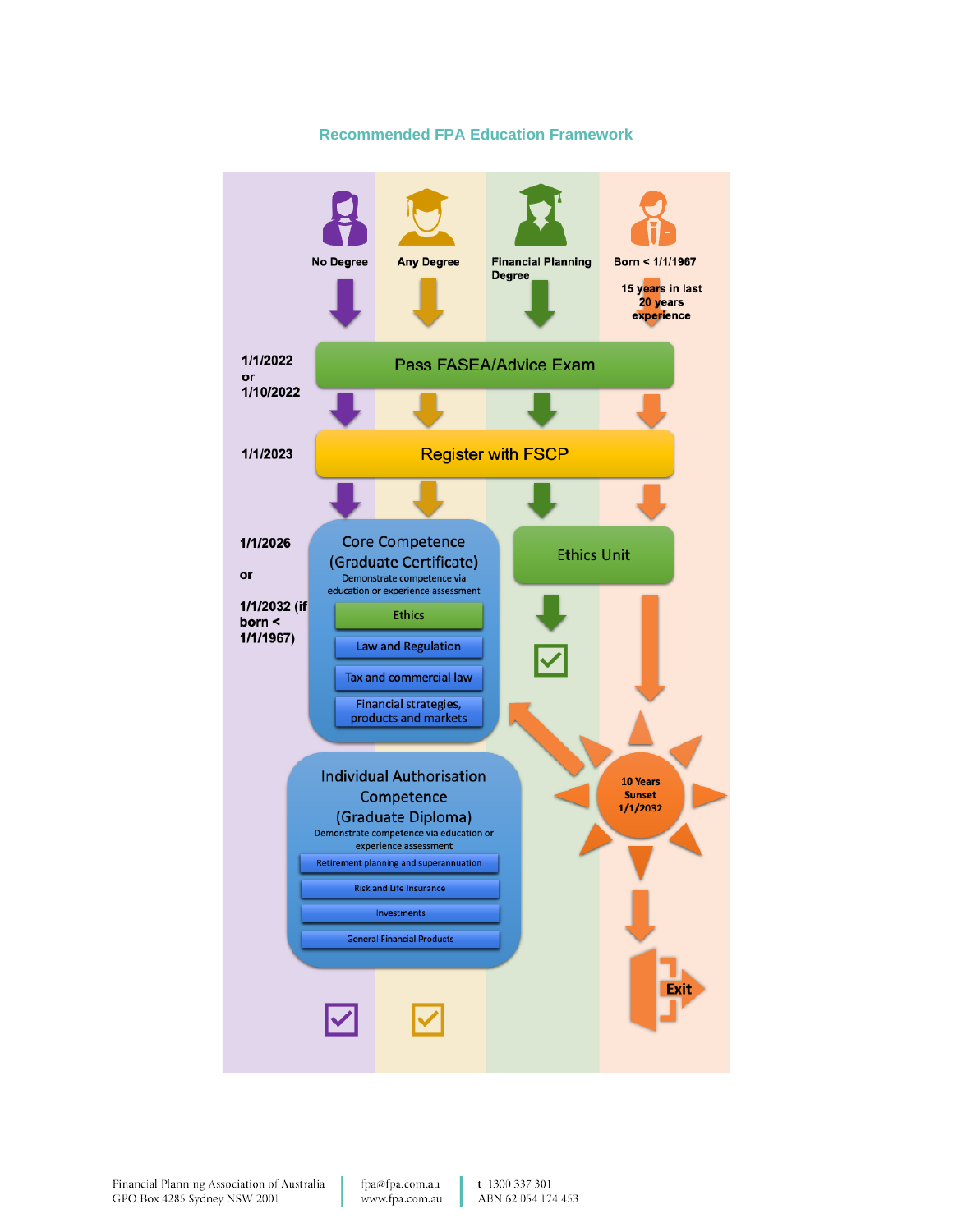## Recommended FPA Education Framework

No Degree | Any Degree | Financial Planning Degree | Born < 1/1/1967

15 years in last 20 years experience

1/1/2022 or 1/10/2022 — Pass FASEA/Advice Exam

1/1/2023 — Register with FSCP

1/1/2026 or 1/1/2032 (if born < 1/1/1967)

**Core Competence (Graduate Certificate)**
Demonstrate competence via education or experience assessment

- Ethics
- Law and Regulation
- Tax and commercial law
- Financial strategies, products and markets

**Ethics Unit**

**Individual Authorisation Competence (Graduate Diploma)**
Demonstrate competence via education or experience assessment

- Retirement planning and superannuation
- Risk and Life Insurance
- Investments
- General Financial Products

10 Years Sunset 1/1/2032

Exit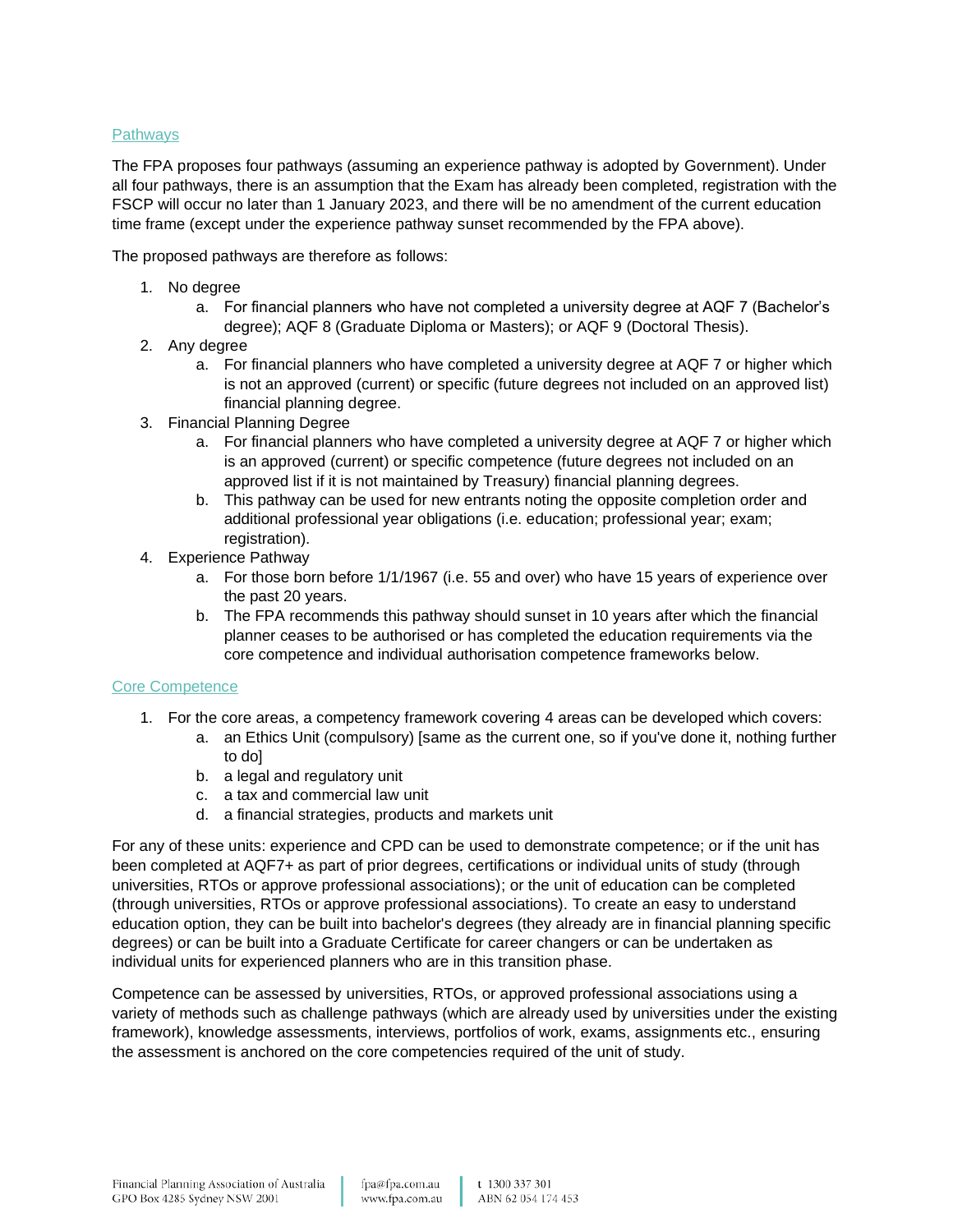## Pathways

The FPA proposes four pathways (assuming an experience pathway is adopted by Government). Under all four pathways, there is an assumption that the Exam has already been completed, registration with the FSCP will occur no later than 1 January 2023, and there will be no amendment of the current education time frame (except under the experience pathway sunset recommended by the FPA above).

The proposed pathways are therefore as follows:

1. No degree
   a. For financial planners who have not completed a university degree at AQF 7 (Bachelor's degree); AQF 8 (Graduate Diploma or Masters); or AQF 9 (Doctoral Thesis).
2. Any degree
   a. For financial planners who have completed a university degree at AQF 7 or higher which is not an approved (current) or specific (future degrees not included on an approved list) financial planning degree.
3. Financial Planning Degree
   a. For financial planners who have completed a university degree at AQF 7 or higher which is an approved (current) or specific competence (future degrees not included on an approved list if it is not maintained by Treasury) financial planning degrees.
   b. This pathway can be used for new entrants noting the opposite completion order and additional professional year obligations (i.e. education; professional year; exam; registration).
4. Experience Pathway
   a. For those born before 1/1/1967 (i.e. 55 and over) who have 15 years of experience over the past 20 years.
   b. The FPA recommends this pathway should sunset in 10 years after which the financial planner ceases to be authorised or has completed the education requirements via the core competence and individual authorisation competence frameworks below.

## Core Competence

1. For the core areas, a competency framework covering 4 areas can be developed which covers:
   a. an Ethics Unit (compulsory) [same as the current one, so if you've done it, nothing further to do]
   b. a legal and regulatory unit
   c. a tax and commercial law unit
   d. a financial strategies, products and markets unit

For any of these units: experience and CPD can be used to demonstrate competence; or if the unit has been completed at AQF7+ as part of prior degrees, certifications or individual units of study (through universities, RTOs or approve professional associations); or the unit of education can be completed (through universities, RTOs or approve professional associations). To create an easy to understand education option, they can be built into bachelor's degrees (they already are in financial planning specific degrees) or can be built into a Graduate Certificate for career changers or can be undertaken as individual units for experienced planners who are in this transition phase.

Competence can be assessed by universities, RTOs, or approved professional associations using a variety of methods such as challenge pathways (which are already used by universities under the existing framework), knowledge assessments, interviews, portfolios of work, exams, assignments etc., ensuring the assessment is anchored on the core competencies required of the unit of study.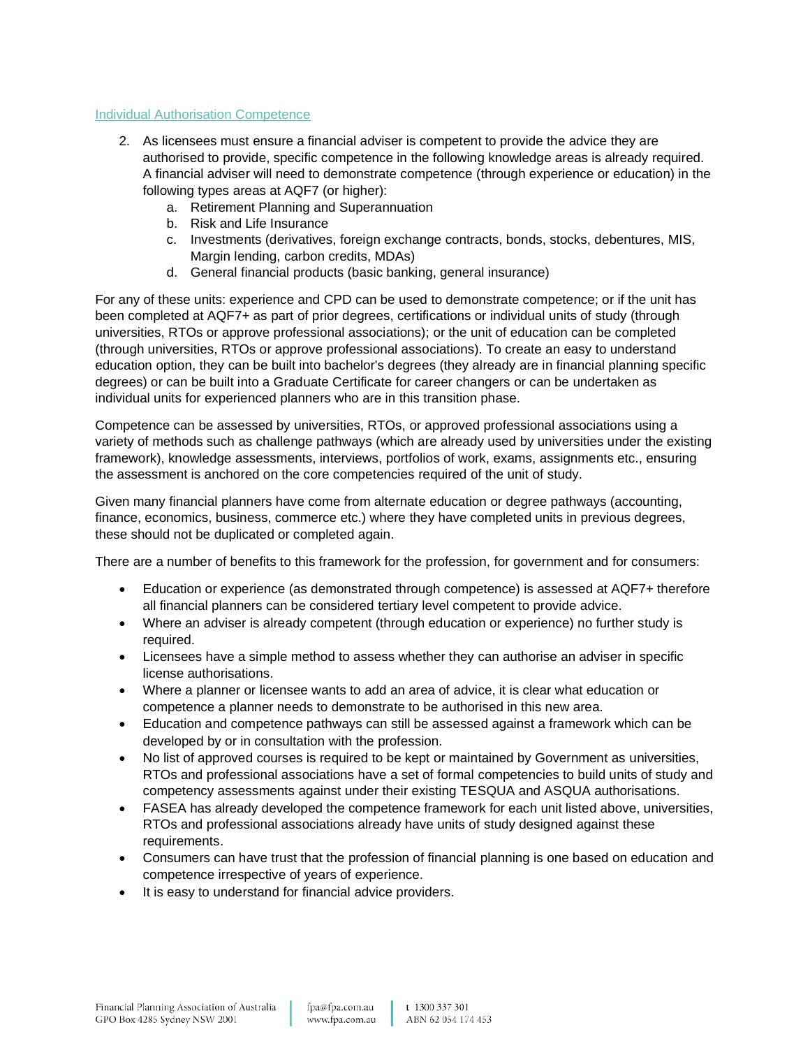## Individual Authorisation Competence

2. As licensees must ensure a financial adviser is competent to provide the advice they are authorised to provide, specific competence in the following knowledge areas is already required. A financial adviser will need to demonstrate competence (through experience or education) in the following types areas at AQF7 (or higher):
    a. Retirement Planning and Superannuation
    b. Risk and Life Insurance
    c. Investments (derivatives, foreign exchange contracts, bonds, stocks, debentures, MIS, Margin lending, carbon credits, MDAs)
    d. General financial products (basic banking, general insurance)

For any of these units: experience and CPD can be used to demonstrate competence; or if the unit has been completed at AQF7+ as part of prior degrees, certifications or individual units of study (through universities, RTOs or approve professional associations); or the unit of education can be completed (through universities, RTOs or approve professional associations). To create an easy to understand education option, they can be built into bachelor's degrees (they already are in financial planning specific degrees) or can be built into a Graduate Certificate for career changers or can be undertaken as individual units for experienced planners who are in this transition phase.

Competence can be assessed by universities, RTOs, or approved professional associations using a variety of methods such as challenge pathways (which are already used by universities under the existing framework), knowledge assessments, interviews, portfolios of work, exams, assignments etc., ensuring the assessment is anchored on the core competencies required of the unit of study.

Given many financial planners have come from alternate education or degree pathways (accounting, finance, economics, business, commerce etc.) where they have completed units in previous degrees, these should not be duplicated or completed again.

There are a number of benefits to this framework for the profession, for government and for consumers:

- Education or experience (as demonstrated through competence) is assessed at AQF7+ therefore all financial planners can be considered tertiary level competent to provide advice.
- Where an adviser is already competent (through education or experience) no further study is required.
- Licensees have a simple method to assess whether they can authorise an adviser in specific license authorisations.
- Where a planner or licensee wants to add an area of advice, it is clear what education or competence a planner needs to demonstrate to be authorised in this new area.
- Education and competence pathways can still be assessed against a framework which can be developed by or in consultation with the profession.
- No list of approved courses is required to be kept or maintained by Government as universities, RTOs and professional associations have a set of formal competencies to build units of study and competency assessments against under their existing TESQUA and ASQUA authorisations.
- FASEA has already developed the competence framework for each unit listed above, universities, RTOs and professional associations already have units of study designed against these requirements.
- Consumers can have trust that the profession of financial planning is one based on education and competence irrespective of years of experience.
- It is easy to understand for financial advice providers.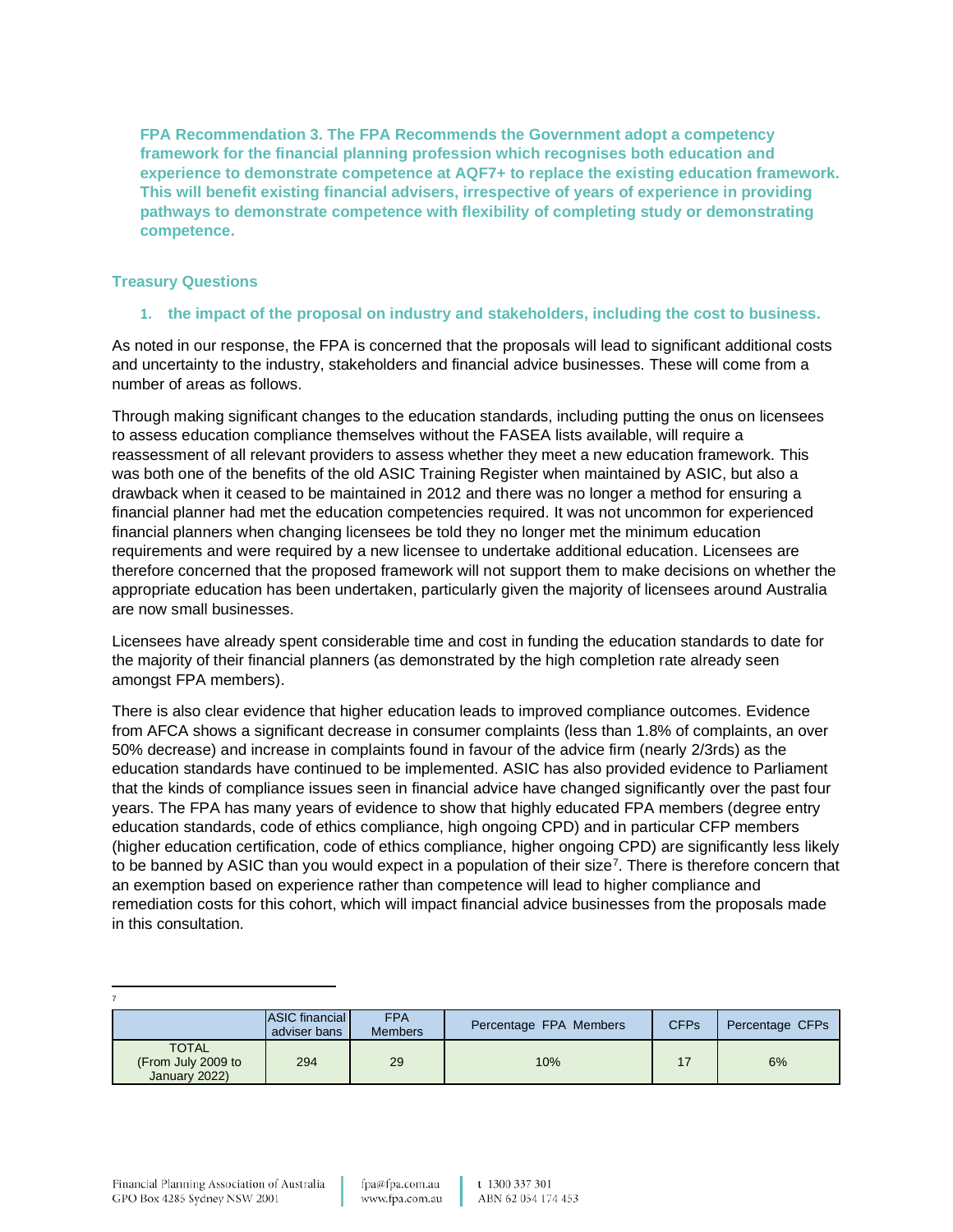**FPA Recommendation 3. The FPA Recommends the Government adopt a competency framework for the financial planning profession which recognises both education and experience to demonstrate competence at AQF7+ to replace the existing education framework. This will benefit existing financial advisers, irrespective of years of experience in providing pathways to demonstrate competence with flexibility of completing study or demonstrating competence.**

### Treasury Questions

1. **the impact of the proposal on industry and stakeholders, including the cost to business.**

As noted in our response, the FPA is concerned that the proposals will lead to significant additional costs and uncertainty to the industry, stakeholders and financial advice businesses. These will come from a number of areas as follows.

Through making significant changes to the education standards, including putting the onus on licensees to assess education compliance themselves without the FASEA lists available, will require a reassessment of all relevant providers to assess whether they meet a new education framework. This was both one of the benefits of the old ASIC Training Register when maintained by ASIC, but also a drawback when it ceased to be maintained in 2012 and there was no longer a method for ensuring a financial planner had met the education competencies required. It was not uncommon for experienced financial planners when changing licensees be told they no longer met the minimum education requirements and were required by a new licensee to undertake additional education. Licensees are therefore concerned that the proposed framework will not support them to make decisions on whether the appropriate education has been undertaken, particularly given the majority of licensees around Australia are now small businesses.

Licensees have already spent considerable time and cost in funding the education standards to date for the majority of their financial planners (as demonstrated by the high completion rate already seen amongst FPA members).

There is also clear evidence that higher education leads to improved compliance outcomes. Evidence from AFCA shows a significant decrease in consumer complaints (less than 1.8% of complaints, an over 50% decrease) and increase in complaints found in favour of the advice firm (nearly 2/3rds) as the education standards have continued to be implemented. ASIC has also provided evidence to Parliament that the kinds of compliance issues seen in financial advice have changed significantly over the past four years. The FPA has many years of evidence to show that highly educated FPA members (degree entry education standards, code of ethics compliance, high ongoing CPD) and in particular CFP members (higher education certification, code of ethics compliance, higher ongoing CPD) are significantly less likely to be banned by ASIC than you would expect in a population of their size[7]. There is therefore concern that an exemption based on experience rather than competence will lead to higher compliance and remediation costs for this cohort, which will impact financial advice businesses from the proposals made in this consultation.

---

[7]

| | ASIC financial adviser bans | FPA Members | Percentage FPA Members | CFPs | Percentage CFPs |
|---|---|---|---|---|---|
| TOTAL (From July 2009 to January 2022) | 294 | 29 | 10% | 17 | 6% |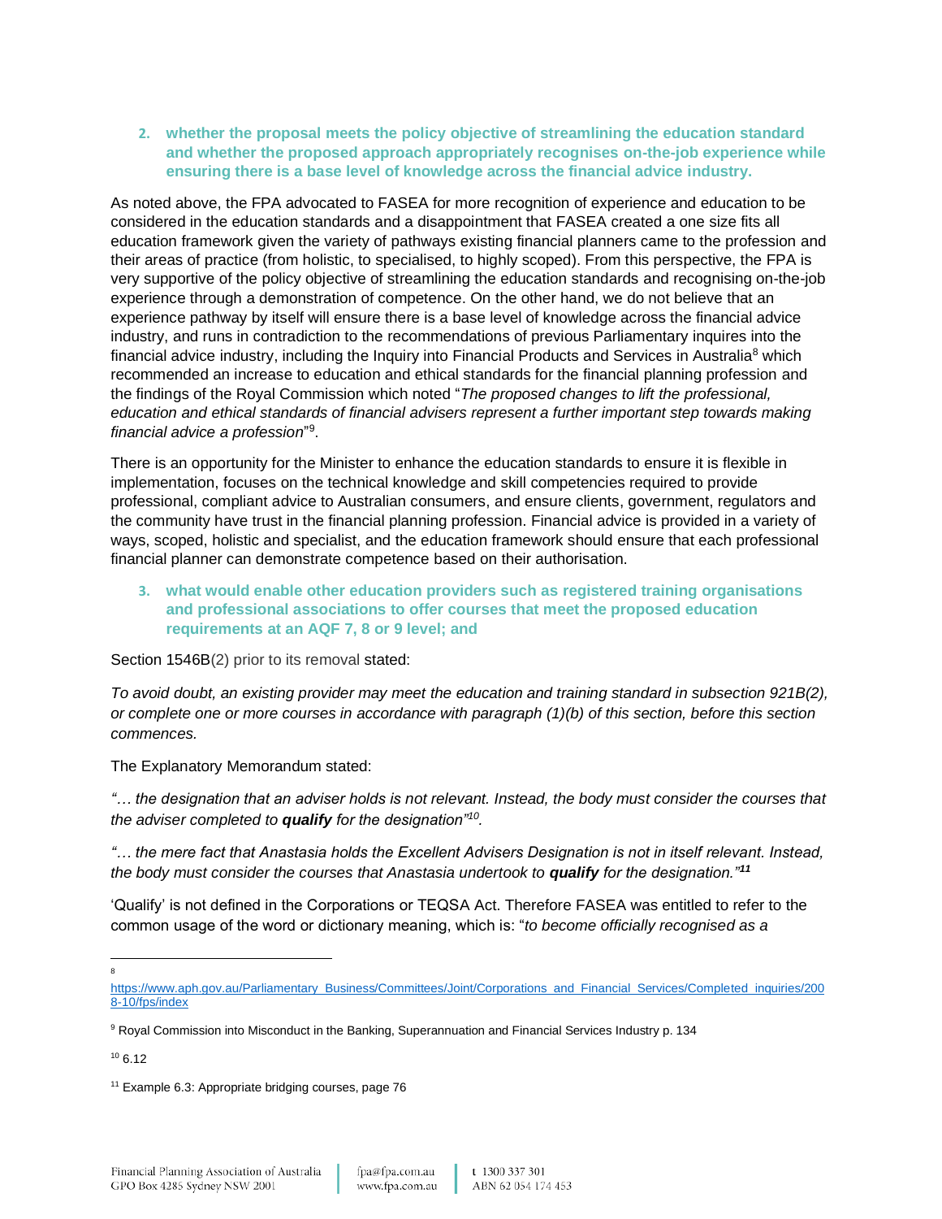2. **whether the proposal meets the policy objective of streamlining the education standard and whether the proposed approach appropriately recognises on-the-job experience while ensuring there is a base level of knowledge across the financial advice industry.**

As noted above, the FPA advocated to FASEA for more recognition of experience and education to be considered in the education standards and a disappointment that FASEA created a one size fits all education framework given the variety of pathways existing financial planners came to the profession and their areas of practice (from holistic, to specialised, to highly scoped). From this perspective, the FPA is very supportive of the policy objective of streamlining the education standards and recognising on-the-job experience through a demonstration of competence. On the other hand, we do not believe that an experience pathway by itself will ensure there is a base level of knowledge across the financial advice industry, and runs in contradiction to the recommendations of previous Parliamentary inquires into the financial advice industry, including the Inquiry into Financial Products and Services in Australia[8] which recommended an increase to education and ethical standards for the financial planning profession and the findings of the Royal Commission which noted "*The proposed changes to lift the professional, education and ethical standards of financial advisers represent a further important step towards making financial advice a profession*"[9].

There is an opportunity for the Minister to enhance the education standards to ensure it is flexible in implementation, focuses on the technical knowledge and skill competencies required to provide professional, compliant advice to Australian consumers, and ensure clients, government, regulators and the community have trust in the financial planning profession. Financial advice is provided in a variety of ways, scoped, holistic and specialist, and the education framework should ensure that each professional financial planner can demonstrate competence based on their authorisation.

3. **what would enable other education providers such as registered training organisations and professional associations to offer courses that meet the proposed education requirements at an AQF 7, 8 or 9 level; and**

Section 1546B(2) prior to its removal stated:

*To avoid doubt, an existing provider may meet the education and training standard in subsection 921B(2), or complete one or more courses in accordance with paragraph (1)(b) of this section, before this section commences.*

The Explanatory Memorandum stated:

*"… the designation that an adviser holds is not relevant. Instead, the body must consider the courses that the adviser completed to* ***qualify*** *for the designation"*[10].

*"… the mere fact that Anastasia holds the Excellent Advisers Designation is not in itself relevant. Instead, the body must consider the courses that Anastasia undertook to* ***qualify*** *for the designation."*[11]

'Qualify' is not defined in the Corporations or TEQSA Act. Therefore FASEA was entitled to refer to the common usage of the word or dictionary meaning, which is: "*to become officially recognised as a*

---

[8] https://www.aph.gov.au/Parliamentary_Business/Committees/Joint/Corporations_and_Financial_Services/Completed_inquiries/2008-10/fps/index

[9] Royal Commission into Misconduct in the Banking, Superannuation and Financial Services Industry p. 134

[10] 6.12

[11] Example 6.3: Appropriate bridging courses, page 76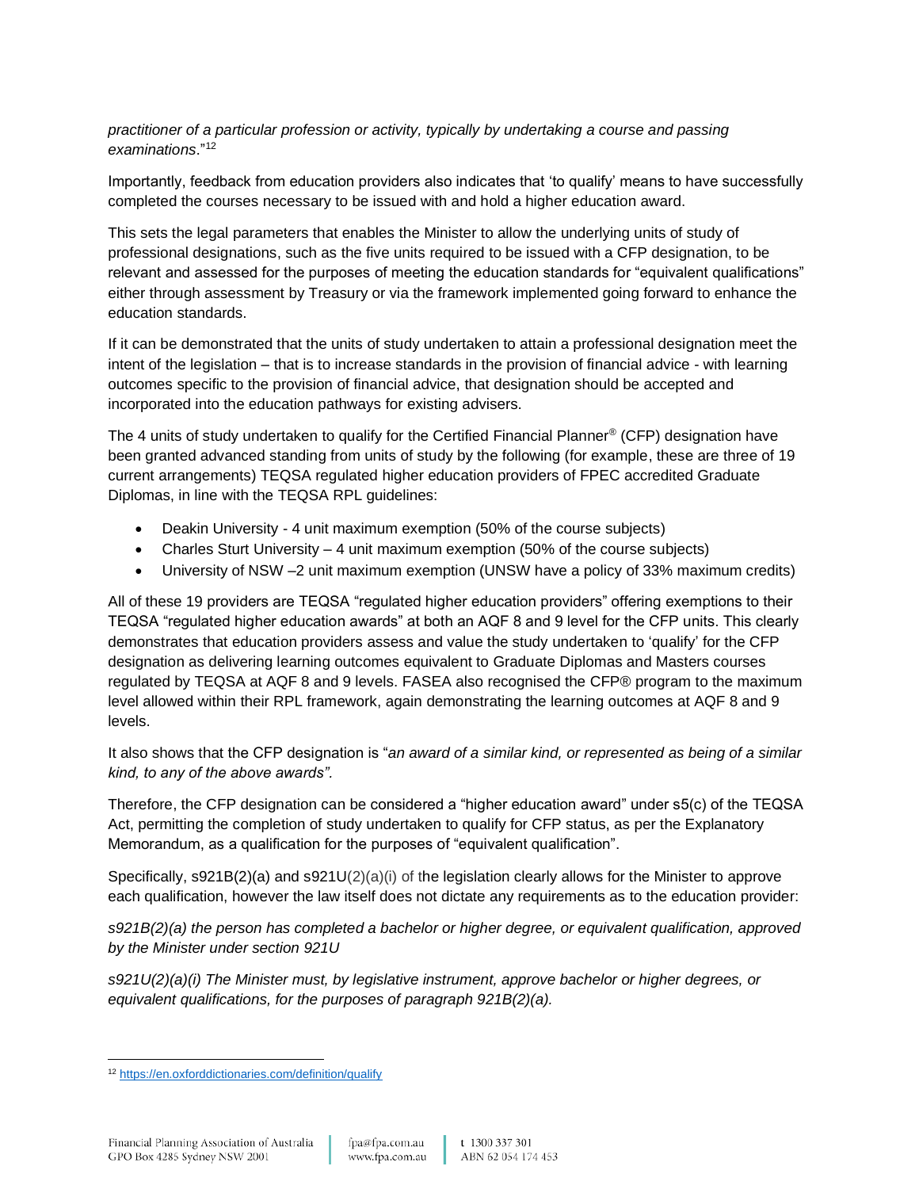*practitioner of a particular profession or activity, typically by undertaking a course and passing examinations*."[12]

Importantly, feedback from education providers also indicates that 'to qualify' means to have successfully completed the courses necessary to be issued with and hold a higher education award.

This sets the legal parameters that enables the Minister to allow the underlying units of study of professional designations, such as the five units required to be issued with a CFP designation, to be relevant and assessed for the purposes of meeting the education standards for "equivalent qualifications" either through assessment by Treasury or via the framework implemented going forward to enhance the education standards.

If it can be demonstrated that the units of study undertaken to attain a professional designation meet the intent of the legislation – that is to increase standards in the provision of financial advice - with learning outcomes specific to the provision of financial advice, that designation should be accepted and incorporated into the education pathways for existing advisers.

The 4 units of study undertaken to qualify for the Certified Financial Planner® (CFP) designation have been granted advanced standing from units of study by the following (for example, these are three of 19 current arrangements) TEQSA regulated higher education providers of FPEC accredited Graduate Diplomas, in line with the TEQSA RPL guidelines:

- Deakin University - 4 unit maximum exemption (50% of the course subjects)
- Charles Sturt University – 4 unit maximum exemption (50% of the course subjects)
- University of NSW –2 unit maximum exemption (UNSW have a policy of 33% maximum credits)

All of these 19 providers are TEQSA "regulated higher education providers" offering exemptions to their TEQSA "regulated higher education awards" at both an AQF 8 and 9 level for the CFP units. This clearly demonstrates that education providers assess and value the study undertaken to 'qualify' for the CFP designation as delivering learning outcomes equivalent to Graduate Diplomas and Masters courses regulated by TEQSA at AQF 8 and 9 levels. FASEA also recognised the CFP® program to the maximum level allowed within their RPL framework, again demonstrating the learning outcomes at AQF 8 and 9 levels.

It also shows that the CFP designation is "*an award of a similar kind, or represented as being of a similar kind, to any of the above awards".*

Therefore, the CFP designation can be considered a "higher education award" under s5(c) of the TEQSA Act, permitting the completion of study undertaken to qualify for CFP status, as per the Explanatory Memorandum, as a qualification for the purposes of "equivalent qualification".

Specifically, s921B(2)(a) and s921U(2)(a)(i) of the legislation clearly allows for the Minister to approve each qualification, however the law itself does not dictate any requirements as to the education provider:

*s921B(2)(a) the person has completed a bachelor or higher degree, or equivalent qualification, approved by the Minister under section 921U*

*s921U(2)(a)(i) The Minister must, by legislative instrument, approve bachelor or higher degrees, or equivalent qualifications, for the purposes of paragraph 921B(2)(a).*

[12] https://en.oxforddictionaries.com/definition/qualify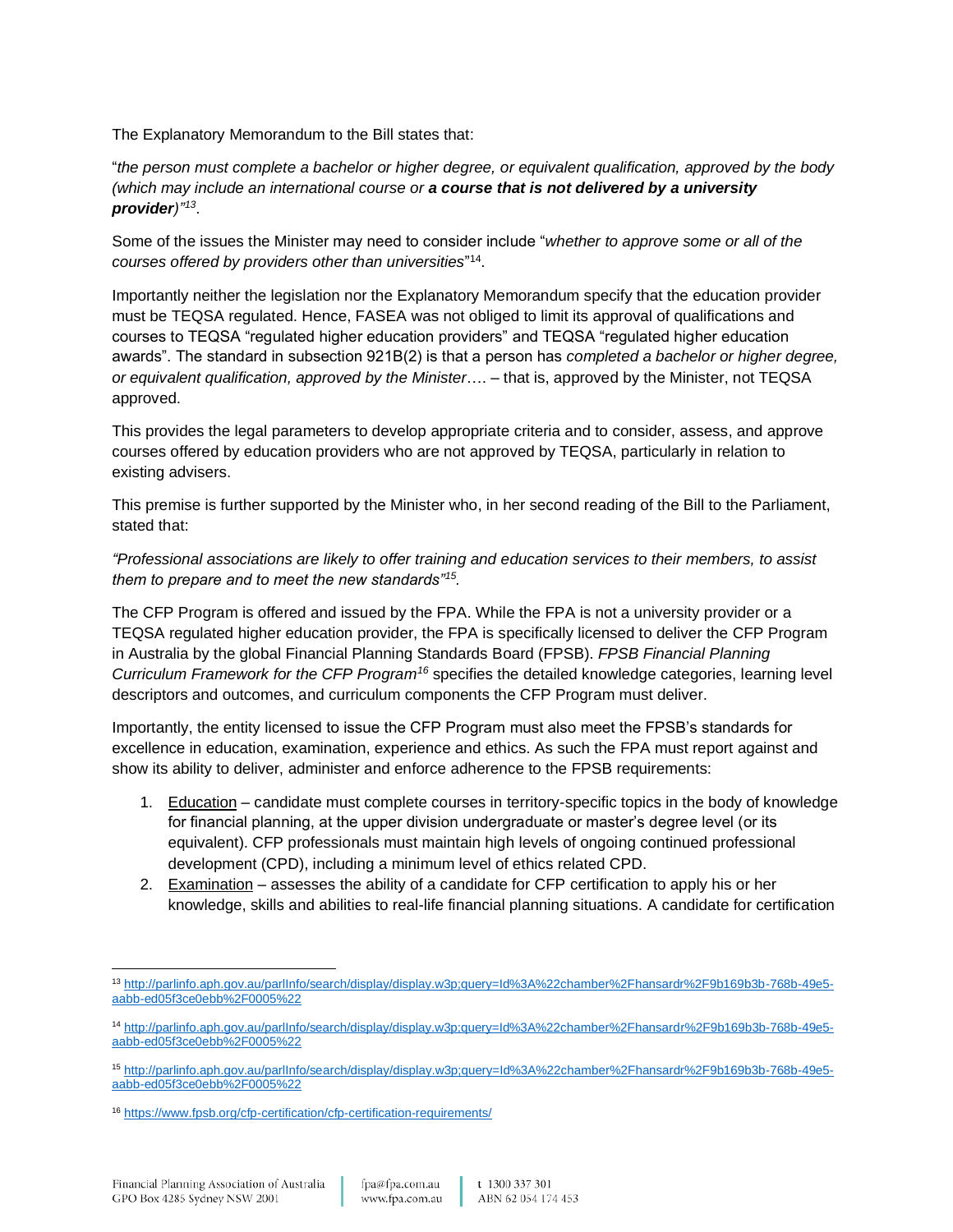The Explanatory Memorandum to the Bill states that:

"*the person must complete a bachelor or higher degree, or equivalent qualification, approved by the body (which may include an international course or **a course that is not delivered by a university provider**)"*[13].

Some of the issues the Minister may need to consider include "*whether to approve some or all of the courses offered by providers other than universities*"[14].

Importantly neither the legislation nor the Explanatory Memorandum specify that the education provider must be TEQSA regulated. Hence, FASEA was not obliged to limit its approval of qualifications and courses to TEQSA "regulated higher education providers" and TEQSA "regulated higher education awards". The standard in subsection 921B(2) is that a person has *completed a bachelor or higher degree, or equivalent qualification, approved by the Minister*…. – that is, approved by the Minister, not TEQSA approved.

This provides the legal parameters to develop appropriate criteria and to consider, assess, and approve courses offered by education providers who are not approved by TEQSA, particularly in relation to existing advisers.

This premise is further supported by the Minister who, in her second reading of the Bill to the Parliament, stated that:

*"Professional associations are likely to offer training and education services to their members, to assist them to prepare and to meet the new standards"*[15].

The CFP Program is offered and issued by the FPA. While the FPA is not a university provider or a TEQSA regulated higher education provider, the FPA is specifically licensed to deliver the CFP Program in Australia by the global Financial Planning Standards Board (FPSB). *FPSB Financial Planning Curriculum Framework for the CFP Program*[16] specifies the detailed knowledge categories, learning level descriptors and outcomes, and curriculum components the CFP Program must deliver.

Importantly, the entity licensed to issue the CFP Program must also meet the FPSB's standards for excellence in education, examination, experience and ethics. As such the FPA must report against and show its ability to deliver, administer and enforce adherence to the FPSB requirements:

1. Education – candidate must complete courses in territory-specific topics in the body of knowledge for financial planning, at the upper division undergraduate or master's degree level (or its equivalent). CFP professionals must maintain high levels of ongoing continued professional development (CPD), including a minimum level of ethics related CPD.
2. Examination – assesses the ability of a candidate for CFP certification to apply his or her knowledge, skills and abilities to real-life financial planning situations. A candidate for certification

---

[13] http://parlinfo.aph.gov.au/parlInfo/search/display/display.w3p;query=Id%3A%22chamber%2Fhansardr%2F9b169b3b-768b-49e5-aabb-ed05f3ce0ebb%2F0005%22

[14] http://parlinfo.aph.gov.au/parlInfo/search/display/display.w3p;query=Id%3A%22chamber%2Fhansardr%2F9b169b3b-768b-49e5-aabb-ed05f3ce0ebb%2F0005%22

[15] http://parlinfo.aph.gov.au/parlInfo/search/display/display.w3p;query=Id%3A%22chamber%2Fhansardr%2F9b169b3b-768b-49e5-aabb-ed05f3ce0ebb%2F0005%22

[16] https://www.fpsb.org/cfp-certification/cfp-certification-requirements/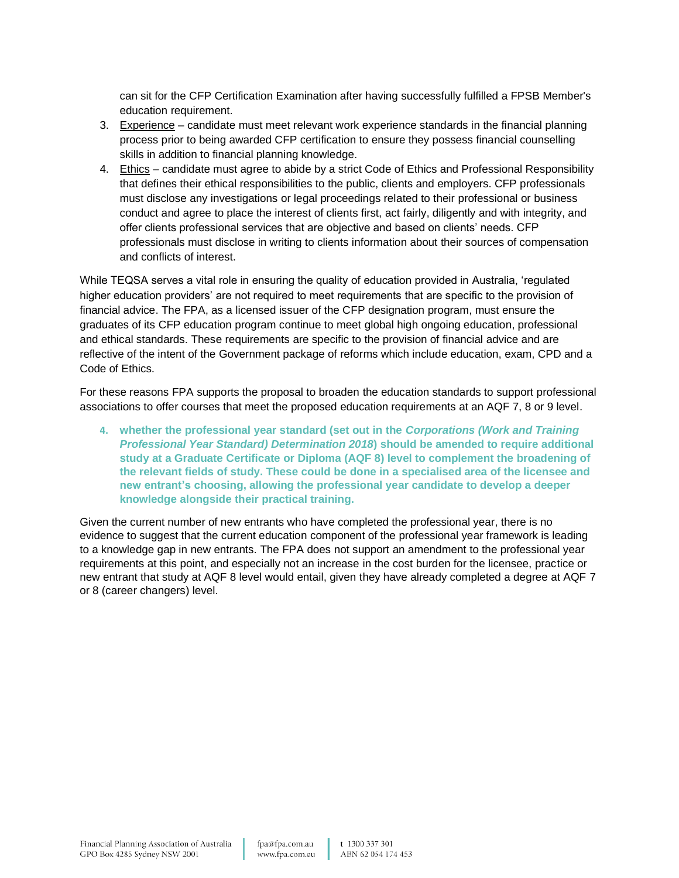can sit for the CFP Certification Examination after having successfully fulfilled a FPSB Member's education requirement.

3. Experience – candidate must meet relevant work experience standards in the financial planning process prior to being awarded CFP certification to ensure they possess financial counselling skills in addition to financial planning knowledge.
4. Ethics – candidate must agree to abide by a strict Code of Ethics and Professional Responsibility that defines their ethical responsibilities to the public, clients and employers. CFP professionals must disclose any investigations or legal proceedings related to their professional or business conduct and agree to place the interest of clients first, act fairly, diligently and with integrity, and offer clients professional services that are objective and based on clients' needs. CFP professionals must disclose in writing to clients information about their sources of compensation and conflicts of interest.

While TEQSA serves a vital role in ensuring the quality of education provided in Australia, 'regulated higher education providers' are not required to meet requirements that are specific to the provision of financial advice. The FPA, as a licensed issuer of the CFP designation program, must ensure the graduates of its CFP education program continue to meet global high ongoing education, professional and ethical standards. These requirements are specific to the provision of financial advice and are reflective of the intent of the Government package of reforms which include education, exam, CPD and a Code of Ethics.

For these reasons FPA supports the proposal to broaden the education standards to support professional associations to offer courses that meet the proposed education requirements at an AQF 7, 8 or 9 level.

4. **whether the professional year standard (set out in the *Corporations (Work and Training Professional Year Standard) Determination 2018*) should be amended to require additional study at a Graduate Certificate or Diploma (AQF 8) level to complement the broadening of the relevant fields of study. These could be done in a specialised area of the licensee and new entrant's choosing, allowing the professional year candidate to develop a deeper knowledge alongside their practical training.**

Given the current number of new entrants who have completed the professional year, there is no evidence to suggest that the current education component of the professional year framework is leading to a knowledge gap in new entrants. The FPA does not support an amendment to the professional year requirements at this point, and especially not an increase in the cost burden for the licensee, practice or new entrant that study at AQF 8 level would entail, given they have already completed a degree at AQF 7 or 8 (career changers) level.